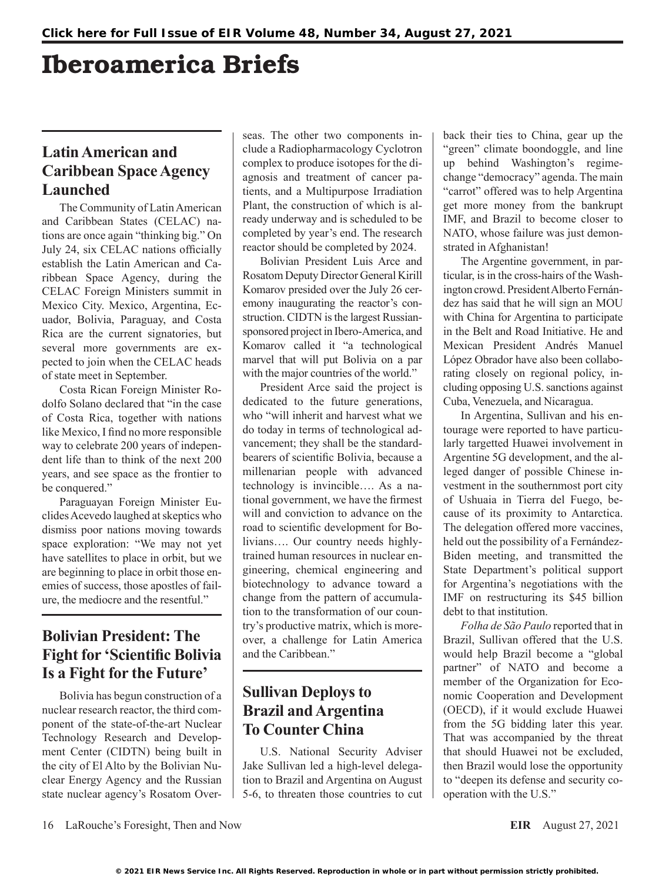# Iberoamerica Briefs

## Latin American and Caribbean Space Agency Launched

The Community of Latin American and Caribbean States (CELAC) nations are once again "thinking big." On July 24, six CELAC nations officially establish the Latin American and Caribbean Space Agency, during the CELAC Foreign Ministers summit in Mexico City. Mexico, Argentina, Ecuador, Bolivia, Paraguay, and Costa Rica are the current signatories, but several more governments are expected to join when the CELAC heads of state meet in September.

Costa Rican Foreign Minister Rodolfo Solano declared that "in the case of Costa Rica, together with nations like Mexico, I find no more responsible way to celebrate 200 years of independent life than to think of the next 200 years, and see space as the frontier to be conquered."

Paraguayan Foreign Minister Euclides Acevedo laughed at skeptics who dismiss poor nations moving towards space exploration: "We may not yet have satellites to place in orbit, but we are beginning to place in orbit those enemies of success, those apostles of failure, the mediocre and the resentful."

## Bolivian President: The Fight for 'Scientific Bolivia Is a Fight for the Future'

Bolivia has begun construction of a nuclear research reactor, the third component of the state-of-the-art Nuclear Technology Research and Development Center (CIDTN) being built in the city of El Alto by the Bolivian Nuclear Energy Agency and the Russian state nuclear agency's Rosatom Overseas. The other two components include a Radiopharmacology Cyclotron complex to produce isotopes for the diagnosis and treatment of cancer patients, and a Multipurpose Irradiation Plant, the construction of which is already underway and is scheduled to be completed by year's end. The research reactor should be completed by 2024.

Bolivian President Luis Arce and Rosatom Deputy Director General Kirill Komarov presided over the July 26 ceremony inaugurating the reactor's construction. CIDTN is the largest Russian-sponsored project in Ibero-America, and Komarov called it "a technological marvel that will put Bolivia on a par with the major countries of the world."

President Arce said the project is dedicated to the future generations, who "will inherit and harvest what we do today in terms of technological advancement; they shall be the standard-bearers of scientific Bolivia, because a millenarian people with advanced technology is invincible…. As a national government, we have the firmest will and conviction to advance on the road to scientific development for Bolivians…. Our country needs highly-trained human resources in nuclear engineering, chemical engineering and biotechnology to advance toward a change from the pattern of accumulation to the transformation of our country's productive matrix, which is moreover, a challenge for Latin America and the Caribbean."

## Sullivan Deploys to Brazil and Argentina To Counter China

U.S. National Security Adviser Jake Sullivan led a high-level delegation to Brazil and Argentina on August 5-6, to threaten those countries to cut back their ties to China, gear up the "green" climate boondoggle, and line up behind Washington's regime-change "democracy" agenda. The main "carrot" offered was to help Argentina get more money from the bankrupt IMF, and Brazil to become closer to NATO, whose failure was just demonstrated in Afghanistan!

The Argentine government, in particular, is in the cross-hairs of the Washington crowd. President Alberto Fernández has said that he will sign an MOU with China for Argentina to participate in the Belt and Road Initiative. He and Mexican President Andrés Manuel López Obrador have also been collaborating closely on regional policy, including opposing U.S. sanctions against Cuba, Venezuela, and Nicaragua.

In Argentina, Sullivan and his entourage were reported to have particularly targetted Huawei involvement in Argentine 5G development, and the alleged danger of possible Chinese investment in the southernmost port city of Ushuaia in Tierra del Fuego, because of its proximity to Antarctica. The delegation offered more vaccines, held out the possibility of a Fernández-Biden meeting, and transmitted the State Department's political support for Argentina's negotiations with the IMF on restructuring its $45 billion debt to that institution.

*Folha de São Paulo* reported that in Brazil, Sullivan offered that the U.S. would help Brazil become a "global partner" of NATO and become a member of the Organization for Economic Cooperation and Development (OECD), if it would exclude Huawei from the 5G bidding later this year. That was accompanied by the threat that should Huawei not be excluded, then Brazil would lose the opportunity to "deepen its defense and security cooperation with the U.S."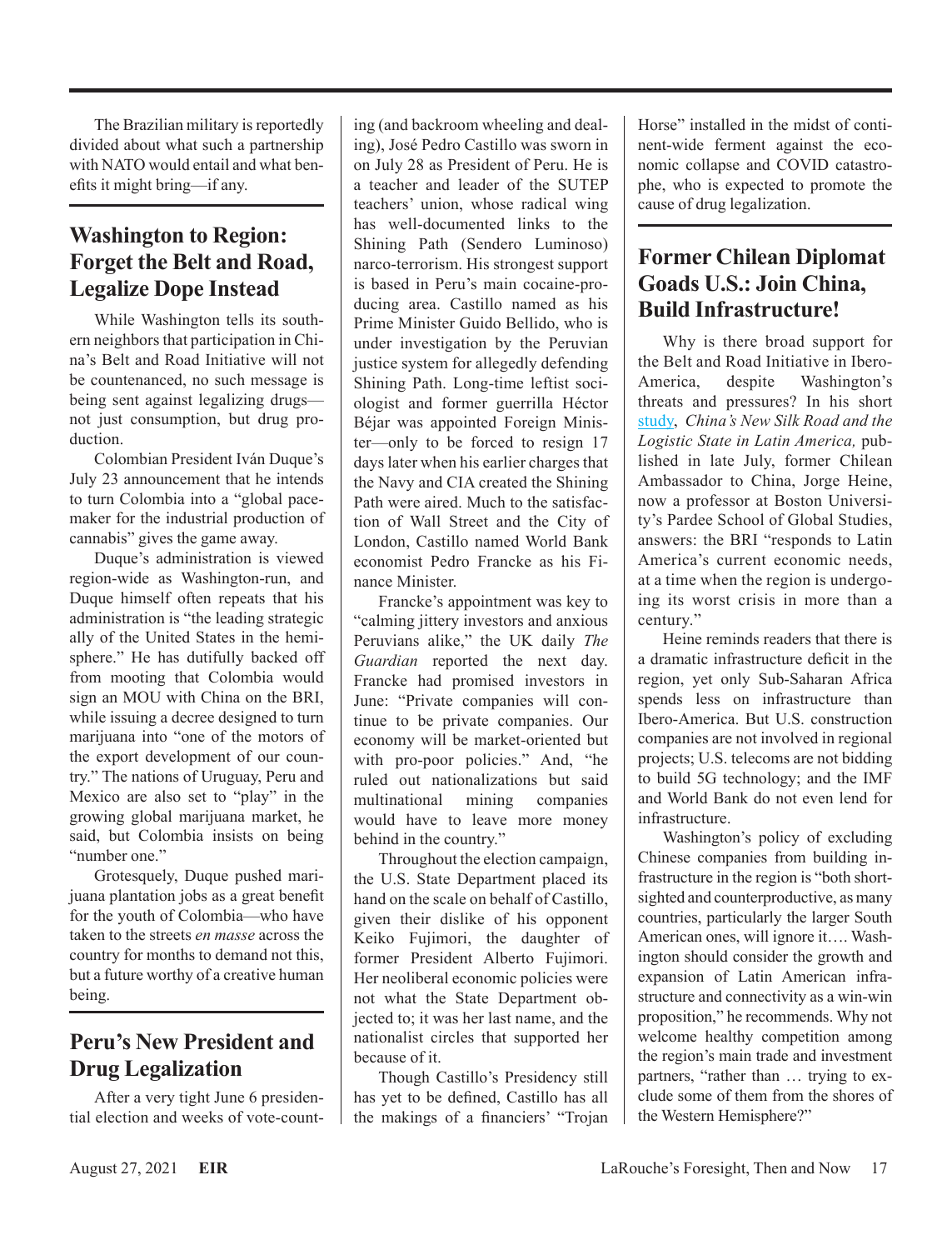The Brazilian military is reportedly divided about what such a partnership with NATO would entail and what benefits it might bring—if any.

## Washington to Region: Forget the Belt and Road, Legalize Dope Instead

While Washington tells its southern neighbors that participation in China's Belt and Road Initiative will not be countenanced, no such message is being sent against legalizing drugs—not just consumption, but drug production.

Colombian President Iván Duque's July 23 announcement that he intends to turn Colombia into a "global pacemaker for the industrial production of cannabis" gives the game away.

Duque's administration is viewed region-wide as Washington-run, and Duque himself often repeats that his administration is "the leading strategic ally of the United States in the hemisphere." He has dutifully backed off from mooting that Colombia would sign an MOU with China on the BRI, while issuing a decree designed to turn marijuana into "one of the motors of the export development of our country." The nations of Uruguay, Peru and Mexico are also set to "play" in the growing global marijuana market, he said, but Colombia insists on being "number one."

Grotesquely, Duque pushed marijuana plantation jobs as a great benefit for the youth of Colombia—who have taken to the streets *en masse* across the country for months to demand not this, but a future worthy of a creative human being.

## Peru's New President and Drug Legalization

After a very tight June 6 presidential election and weeks of vote-counting (and backroom wheeling and dealing), José Pedro Castillo was sworn in on July 28 as President of Peru. He is a teacher and leader of the SUTEP teachers' union, whose radical wing has well-documented links to the Shining Path (Sendero Luminoso) narco-terrorism. His strongest support is based in Peru's main cocaine-producing area. Castillo named as his Prime Minister Guido Bellido, who is under investigation by the Peruvian justice system for allegedly defending Shining Path. Long-time leftist sociologist and former guerrilla Héctor Béjar was appointed Foreign Minister—only to be forced to resign 17 days later when his earlier charges that the Navy and CIA created the Shining Path were aired. Much to the satisfaction of Wall Street and the City of London, Castillo named World Bank economist Pedro Francke as his Finance Minister.

Francke's appointment was key to "calming jittery investors and anxious Peruvians alike," the UK daily *The Guardian* reported the next day. Francke had promised investors in June: "Private companies will continue to be private companies. Our economy will be market-oriented but with pro-poor policies." And, "he ruled out nationalizations but said multinational mining companies would have to leave more money behind in the country."

Throughout the election campaign, the U.S. State Department placed its hand on the scale on behalf of Castillo, given their dislike of his opponent Keiko Fujimori, the daughter of former President Alberto Fujimori. Her neoliberal economic policies were not what the State Department objected to; it was her last name, and the nationalist circles that supported her because of it.

Though Castillo's Presidency still has yet to be defined, Castillo has all the makings of a financiers' "Trojan Horse" installed in the midst of continent-wide ferment against the economic collapse and COVID catastrophe, who is expected to promote the cause of drug legalization.

## Former Chilean Diplomat Goads U.S.: Join China, Build Infrastructure!

Why is there broad support for the Belt and Road Initiative in Ibero-America, despite Washington's threats and pressures? In his short study, *China's New Silk Road and the Logistic State in Latin America,* published in late July, former Chilean Ambassador to China, Jorge Heine, now a professor at Boston University's Pardee School of Global Studies, answers: the BRI "responds to Latin America's current economic needs, at a time when the region is undergoing its worst crisis in more than a century."

Heine reminds readers that there is a dramatic infrastructure deficit in the region, yet only Sub-Saharan Africa spends less on infrastructure than Ibero-America. But U.S. construction companies are not involved in regional projects; U.S. telecoms are not bidding to build 5G technology; and the IMF and World Bank do not even lend for infrastructure.

Washington's policy of excluding Chinese companies from building infrastructure in the region is "both short-sighted and counterproductive, as many countries, particularly the larger South American ones, will ignore it…. Washington should consider the growth and expansion of Latin American infrastructure and connectivity as a win-win proposition," he recommends. Why not welcome healthy competition among the region's main trade and investment partners, "rather than … trying to exclude some of them from the shores of the Western Hemisphere?"